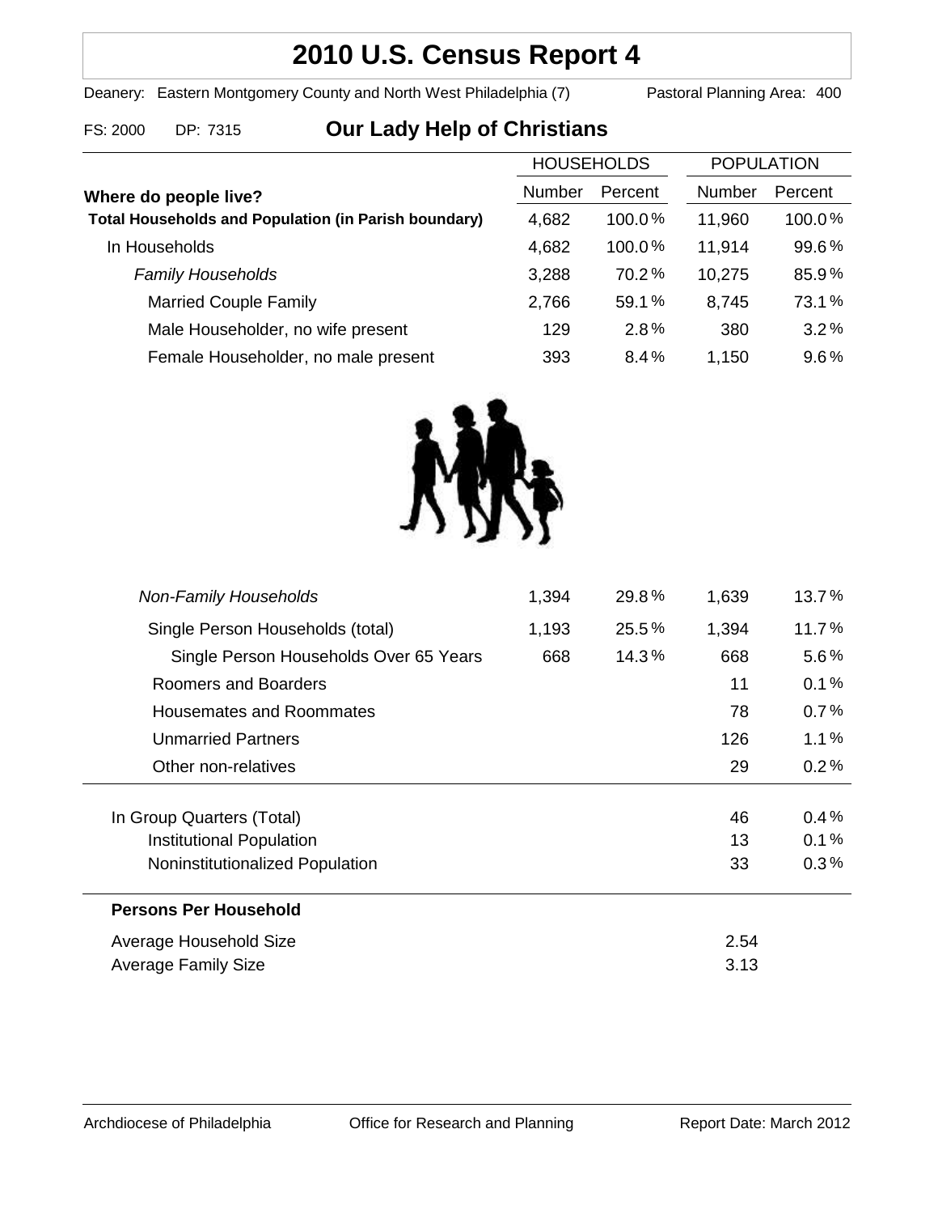# 2010 U.S. Census Report 4

Deanery: Eastern Montgomery County and North West Philadelphia (7) Pastoral Planning Area: 400

FS: 2000 DP: 7315

## Our Lady Help of Christians

| Where do people live? | HOUSEHOLDS Number | HOUSEHOLDS Percent | POPULATION Number | POPULATION Percent |
|---|---|---|---|---|
| **Total Households and Population (in Parish boundary)** | 4,682 | 100.0% | 11,960 | 100.0% |
| In Households | 4,682 | 100.0% | 11,914 | 99.6% |
| *Family Households* | 3,288 | 70.2% | 10,275 | 85.9% |
| Married Couple Family | 2,766 | 59.1% | 8,745 | 73.1% |
| Male Householder, no wife present | 129 | 2.8% | 380 | 3.2% |
| Female Householder, no male present | 393 | 8.4% | 1,150 | 9.6% |
| *Non-Family Households* | 1,394 | 29.8% | 1,639 | 13.7% |
| Single Person Households (total) | 1,193 | 25.5% | 1,394 | 11.7% |
| Single Person Households Over 65 Years | 668 | 14.3% | 668 | 5.6% |
| Roomers and Boarders | | | 11 | 0.1% |
| Housemates and Roommates | | | 78 | 0.7% |
| Unmarried Partners | | | 126 | 1.1% |
| Other non-relatives | | | 29 | 0.2% |
| In Group Quarters (Total) | | | 46 | 0.4% |
| Institutional Population | | | 13 | 0.1% |
| Noninstitutionalized Population | | | 33 | 0.3% |

**Persons Per Household**

| | |
|---|---|
| Average Household Size | 2.54 |
| Average Family Size | 3.13 |

Archdiocese of Philadelphia Office for Research and Planning Report Date: March 2012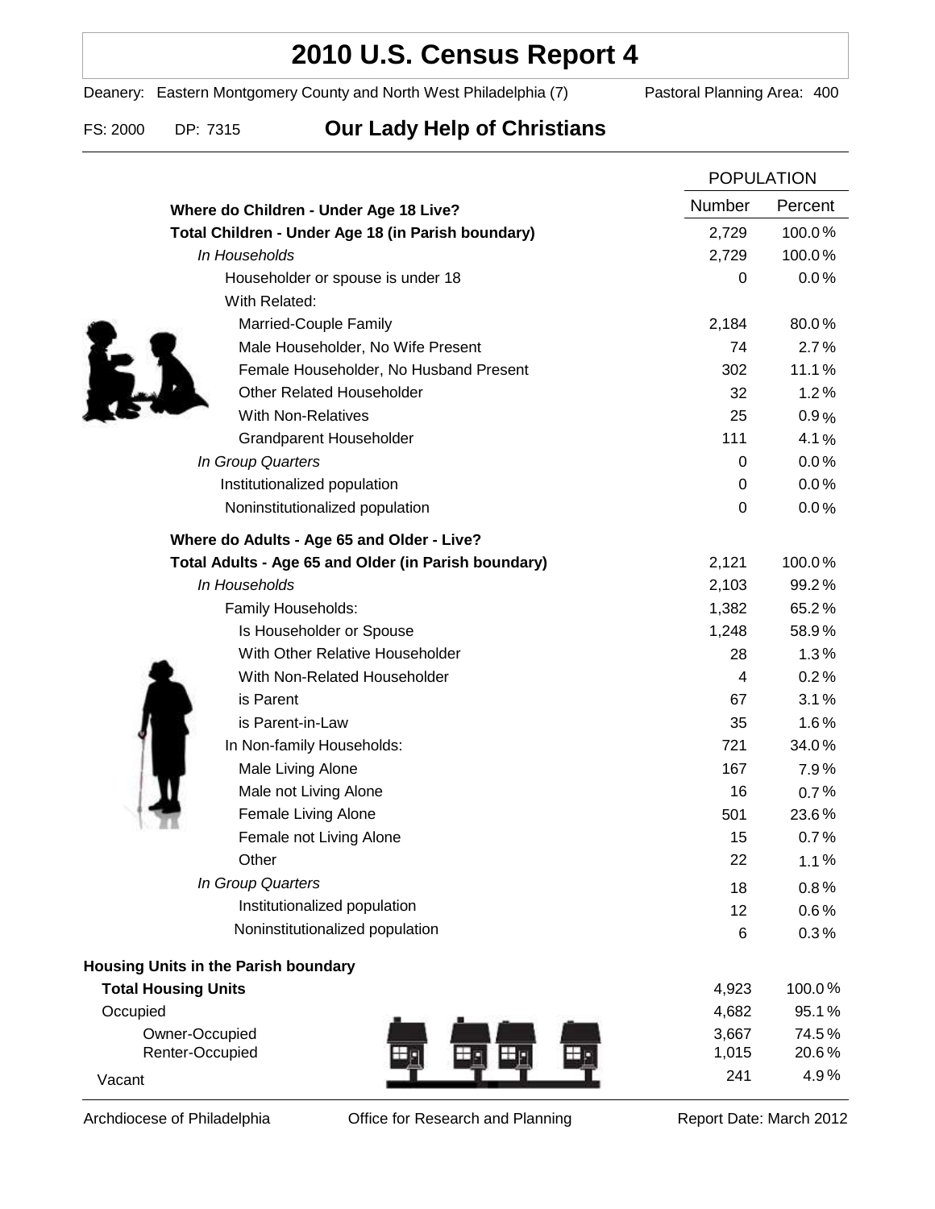# 2010 U.S. Census Report 4

Deanery: Eastern Montgomery County and North West Philadelphia (7) Pastoral Planning Area: 400

FS: 2000 DP: 7315

## Our Lady Help of Christians

| | POPULATION | |
|---|---|---|
| | Number | Percent |
| **Where do Children - Under Age 18 Live?** | | |
| **Total Children - Under Age 18 (in Parish boundary)** | 2,729 | 100.0% |
| *In Households* | 2,729 | 100.0% |
| Householder or spouse is under 18 | 0 | 0.0% |
| With Related: | | |
| Married-Couple Family | 2,184 | 80.0% |
| Male Householder, No Wife Present | 74 | 2.7% |
| Female Householder, No Husband Present | 302 | 11.1% |
| Other Related Householder | 32 | 1.2% |
| With Non-Relatives | 25 | 0.9% |
| Grandparent Householder | 111 | 4.1% |
| *In Group Quarters* | 0 | 0.0% |
| Institutionalized population | 0 | 0.0% |
| Noninstitutionalized population | 0 | 0.0% |
| **Where do Adults - Age 65 and Older - Live?** | | |
| **Total Adults - Age 65 and Older (in Parish boundary)** | 2,121 | 100.0% |
| *In Households* | 2,103 | 99.2% |
| Family Households: | 1,382 | 65.2% |
| Is Householder or Spouse | 1,248 | 58.9% |
| With Other Relative Householder | 28 | 1.3% |
| With Non-Related Householder | 4 | 0.2% |
| is Parent | 67 | 3.1% |
| is Parent-in-Law | 35 | 1.6% |
| In Non-family Households: | 721 | 34.0% |
| Male Living Alone | 167 | 7.9% |
| Male not Living Alone | 16 | 0.7% |
| Female Living Alone | 501 | 23.6% |
| Female not Living Alone | 15 | 0.7% |
| Other | 22 | 1.1% |
| *In Group Quarters* | 18 | 0.8% |
| Institutionalized population | 12 | 0.6% |
| Noninstitutionalized population | 6 | 0.3% |
| **Housing Units in the Parish boundary** | | |
| **Total Housing Units** | 4,923 | 100.0% |
| Occupied | 4,682 | 95.1% |
| Owner-Occupied | 3,667 | 74.5% |
| Renter-Occupied | 1,015 | 20.6% |
| Vacant | 241 | 4.9% |

Archdiocese of Philadelphia Office for Research and Planning Report Date: March 2012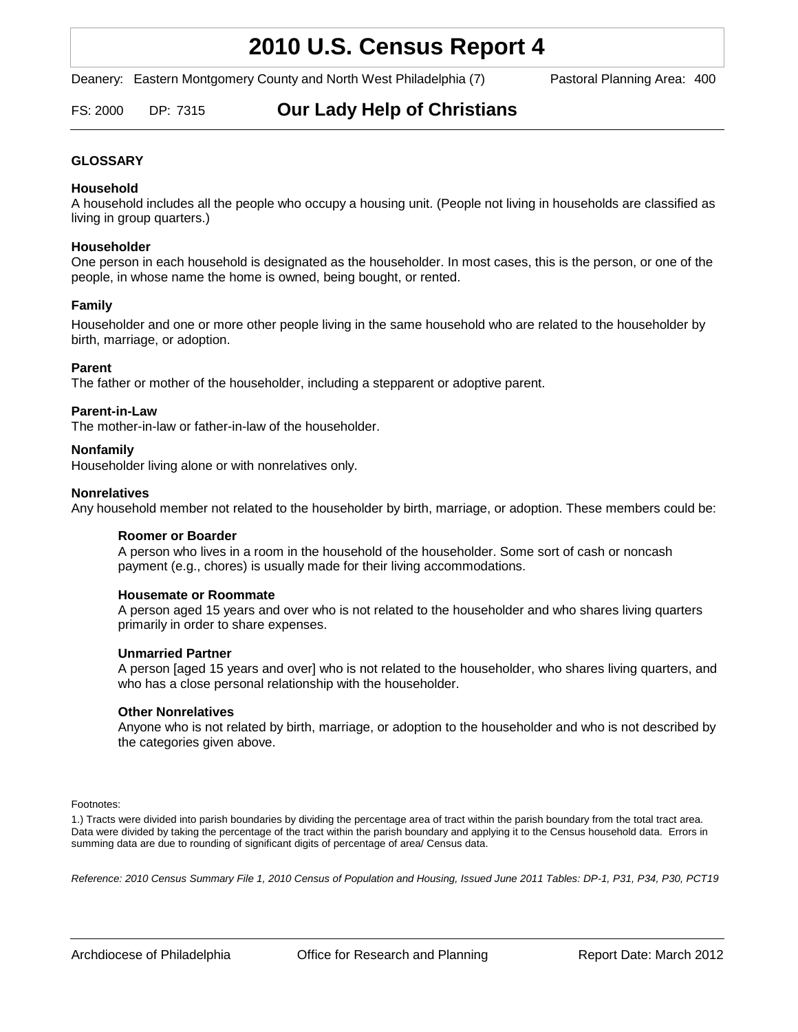# 2010 U.S. Census Report 4

Deanery: Eastern Montgomery County and North West Philadelphia (7) Pastoral Planning Area: 400

FS: 2000 DP: 7315 **Our Lady Help of Christians**

## GLOSSARY

### Household

A household includes all the people who occupy a housing unit. (People not living in households are classified as living in group quarters.)

### Householder

One person in each household is designated as the householder. In most cases, this is the person, or one of the people, in whose name the home is owned, being bought, or rented.

### Family

Householder and one or more other people living in the same household who are related to the householder by birth, marriage, or adoption.

### Parent

The father or mother of the householder, including a stepparent or adoptive parent.

### Parent-in-Law

The mother-in-law or father-in-law of the householder.

### Nonfamily

Householder living alone or with nonrelatives only.

### Nonrelatives

Any household member not related to the householder by birth, marriage, or adoption. These members could be:

**Roomer or Boarder**
A person who lives in a room in the household of the householder. Some sort of cash or noncash payment (e.g., chores) is usually made for their living accommodations.

**Housemate or Roommate**
A person aged 15 years and over who is not related to the householder and who shares living quarters primarily in order to share expenses.

**Unmarried Partner**
A person [aged 15 years and over] who is not related to the householder, who shares living quarters, and who has a close personal relationship with the householder.

**Other Nonrelatives**
Anyone who is not related by birth, marriage, or adoption to the householder and who is not described by the categories given above.

Footnotes:

1.) Tracts were divided into parish boundaries by dividing the percentage area of tract within the parish boundary from the total tract area. Data were divided by taking the percentage of the tract within the parish boundary and applying it to the Census household data. Errors in summing data are due to rounding of significant digits of percentage of area/ Census data.

*Reference: 2010 Census Summary File 1, 2010 Census of Population and Housing, Issued June 2011 Tables: DP-1, P31, P34, P30, PCT19*

Archdiocese of Philadelphia Office for Research and Planning Report Date: March 2012